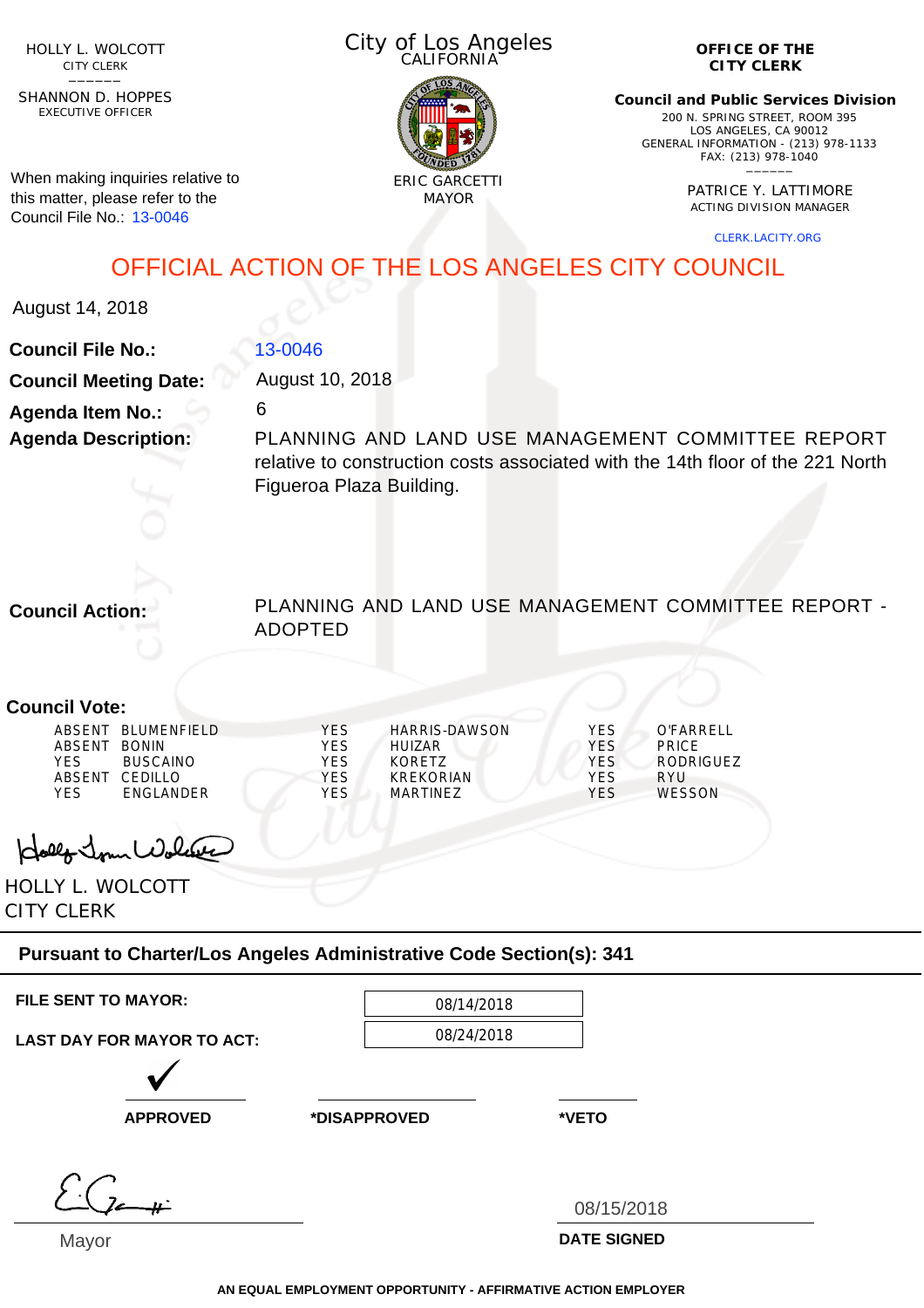HOLLY L. WOLCOTT
CITY CLERK

SHANNON D. HOPPES
EXECUTIVE OFFICER

When making inquiries relative to this matter, please refer to the Council File No.: 13-0046

City of Los Angeles
CALIFORNIA

ERIC GARCETTI
MAYOR

**OFFICE OF THE CITY CLERK**

**Council and Public Services Division**
200 N. SPRING STREET, ROOM 395
LOS ANGELES, CA 90012
GENERAL INFORMATION - (213) 978-1133
FAX: (213) 978-1040

PATRICE Y. LATTIMORE
ACTING DIVISION MANAGER

CLERK.LACITY.ORG

# OFFICIAL ACTION OF THE LOS ANGELES CITY COUNCIL

August 14, 2018

**Council File No.:** 13-0046

**Council Meeting Date:** August 10, 2018

**Agenda Item No.:** 6

**Agenda Description:** PLANNING AND LAND USE MANAGEMENT COMMITTEE REPORT relative to construction costs associated with the 14th floor of the 221 North Figueroa Plaza Building.

**Council Action:** PLANNING AND LAND USE MANAGEMENT COMMITTEE REPORT - ADOPTED

**Council Vote:**

| | | | | | |
|---|---|---|---|---|---|
| ABSENT | BLUMENFIELD | YES | HARRIS-DAWSON | YES | O'FARRELL |
| ABSENT | BONIN | YES | HUIZAR | YES | PRICE |
| YES | BUSCAINO | YES | KORETZ | YES | RODRIGUEZ |
| ABSENT | CEDILLO | YES | KREKORIAN | YES | RYU |
| YES | ENGLANDER | YES | MARTINEZ | YES | WESSON |

HOLLY L. WOLCOTT
CITY CLERK

**Pursuant to Charter/Los Angeles Administrative Code Section(s): 341**

**FILE SENT TO MAYOR:** 08/14/2018

**LAST DAY FOR MAYOR TO ACT:** 08/24/2018

✓ **APPROVED** &nbsp;&nbsp;&nbsp; **\*DISAPPROVED** &nbsp;&nbsp;&nbsp; **\*VETO**

Mayor

08/15/2018
**DATE SIGNED**

**AN EQUAL EMPLOYMENT OPPORTUNITY - AFFIRMATIVE ACTION EMPLOYER**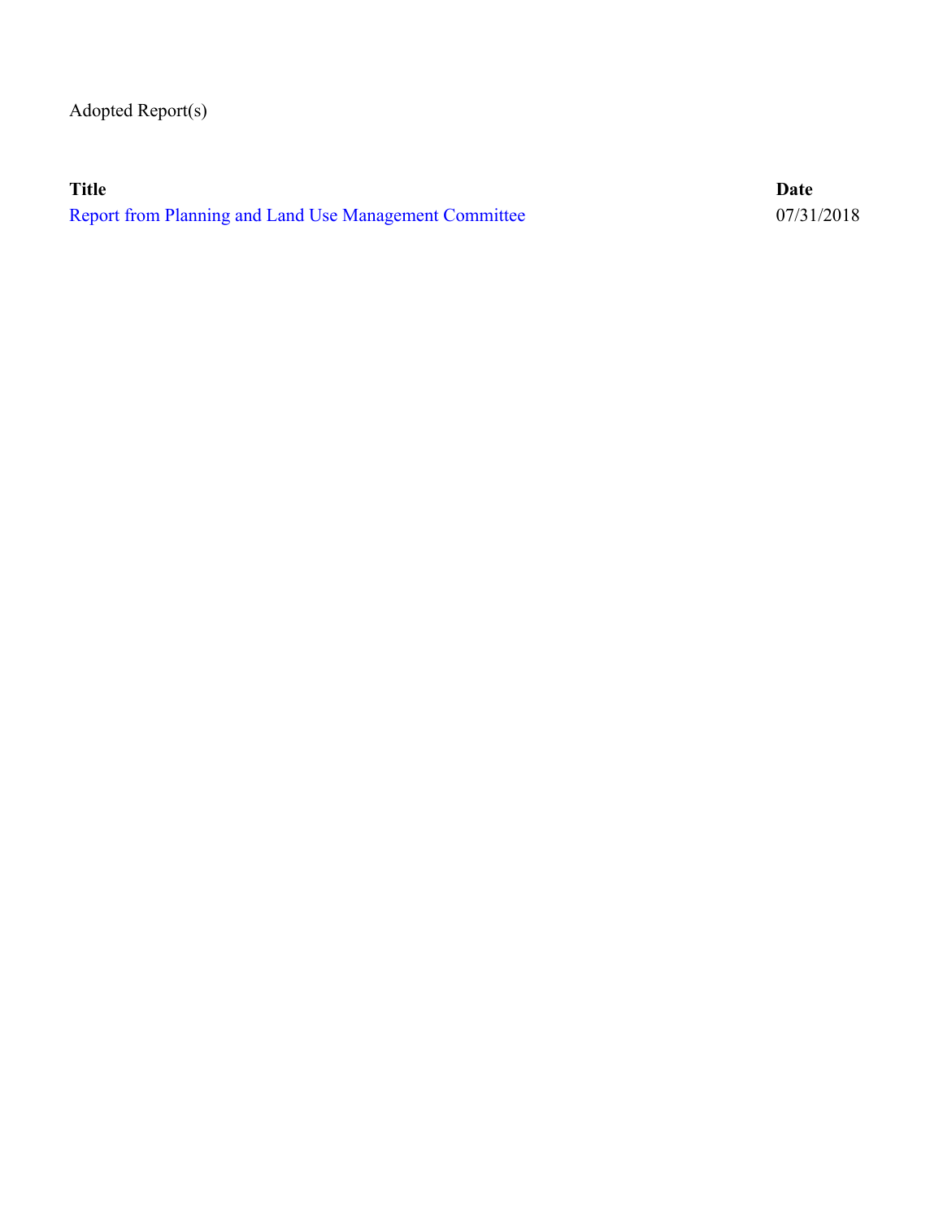Adopted Report(s)

| Title | Date |
| --- | --- |
| Report from Planning and Land Use Management Committee | 07/31/2018 |